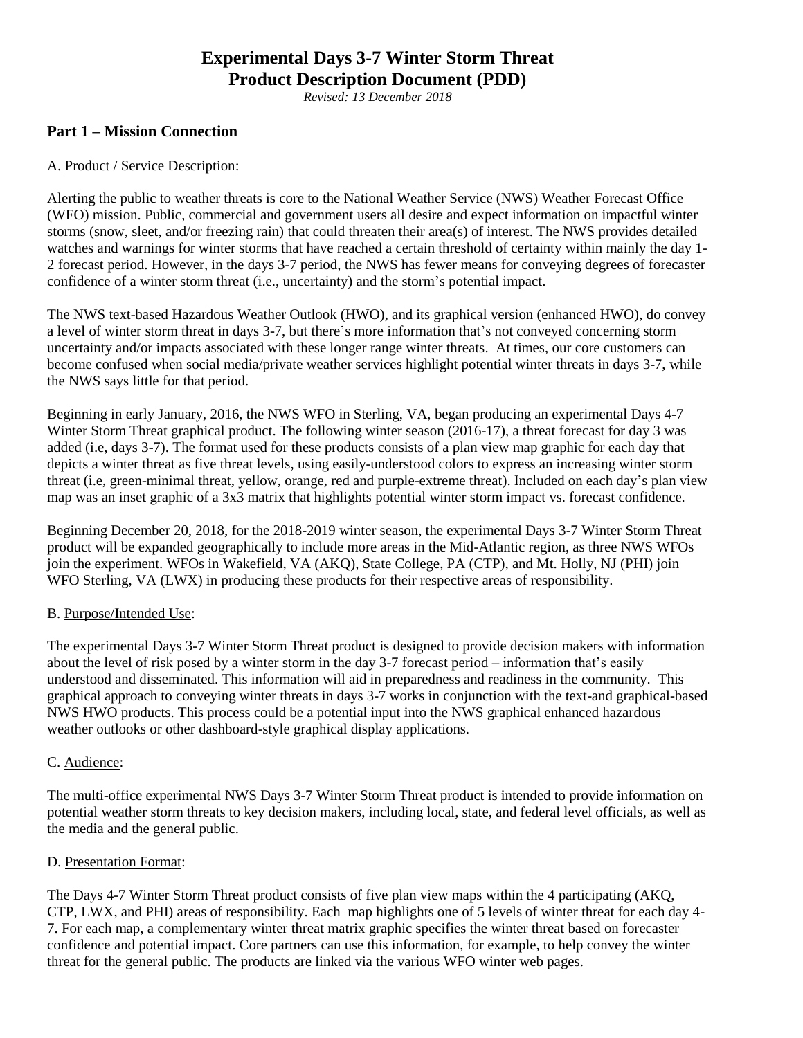# Experimental Days 3-7 Winter Storm Threat
# Product Description Document (PDD)

*Revised: 13 December 2018*

## Part 1 – Mission Connection

A. Product / Service Description:

Alerting the public to weather threats is core to the National Weather Service (NWS) Weather Forecast Office (WFO) mission. Public, commercial and government users all desire and expect information on impactful winter storms (snow, sleet, and/or freezing rain) that could threaten their area(s) of interest. The NWS provides detailed watches and warnings for winter storms that have reached a certain threshold of certainty within mainly the day 1-2 forecast period. However, in the days 3-7 period, the NWS has fewer means for conveying degrees of forecaster confidence of a winter storm threat (i.e., uncertainty) and the storm's potential impact.

The NWS text-based Hazardous Weather Outlook (HWO), and its graphical version (enhanced HWO), do convey a level of winter storm threat in days 3-7, but there's more information that's not conveyed concerning storm uncertainty and/or impacts associated with these longer range winter threats. At times, our core customers can become confused when social media/private weather services highlight potential winter threats in days 3-7, while the NWS says little for that period.

Beginning in early January, 2016, the NWS WFO in Sterling, VA, began producing an experimental Days 4-7 Winter Storm Threat graphical product. The following winter season (2016-17), a threat forecast for day 3 was added (i.e, days 3-7). The format used for these products consists of a plan view map graphic for each day that depicts a winter threat as five threat levels, using easily-understood colors to express an increasing winter storm threat (i.e, green-minimal threat, yellow, orange, red and purple-extreme threat). Included on each day's plan view map was an inset graphic of a 3x3 matrix that highlights potential winter storm impact vs. forecast confidence.

Beginning December 20, 2018, for the 2018-2019 winter season, the experimental Days 3-7 Winter Storm Threat product will be expanded geographically to include more areas in the Mid-Atlantic region, as three NWS WFOs join the experiment. WFOs in Wakefield, VA (AKQ), State College, PA (CTP), and Mt. Holly, NJ (PHI) join WFO Sterling, VA (LWX) in producing these products for their respective areas of responsibility.

B. Purpose/Intended Use:

The experimental Days 3-7 Winter Storm Threat product is designed to provide decision makers with information about the level of risk posed by a winter storm in the day 3-7 forecast period – information that's easily understood and disseminated. This information will aid in preparedness and readiness in the community. This graphical approach to conveying winter threats in days 3-7 works in conjunction with the text-and graphical-based NWS HWO products. This process could be a potential input into the NWS graphical enhanced hazardous weather outlooks or other dashboard-style graphical display applications.

C. Audience:

The multi-office experimental NWS Days 3-7 Winter Storm Threat product is intended to provide information on potential weather storm threats to key decision makers, including local, state, and federal level officials, as well as the media and the general public.

D. Presentation Format:

The Days 4-7 Winter Storm Threat product consists of five plan view maps within the 4 participating (AKQ, CTP, LWX, and PHI) areas of responsibility. Each map highlights one of 5 levels of winter threat for each day 4-7. For each map, a complementary winter threat matrix graphic specifies the winter threat based on forecaster confidence and potential impact. Core partners can use this information, for example, to help convey the winter threat for the general public. The products are linked via the various WFO winter web pages.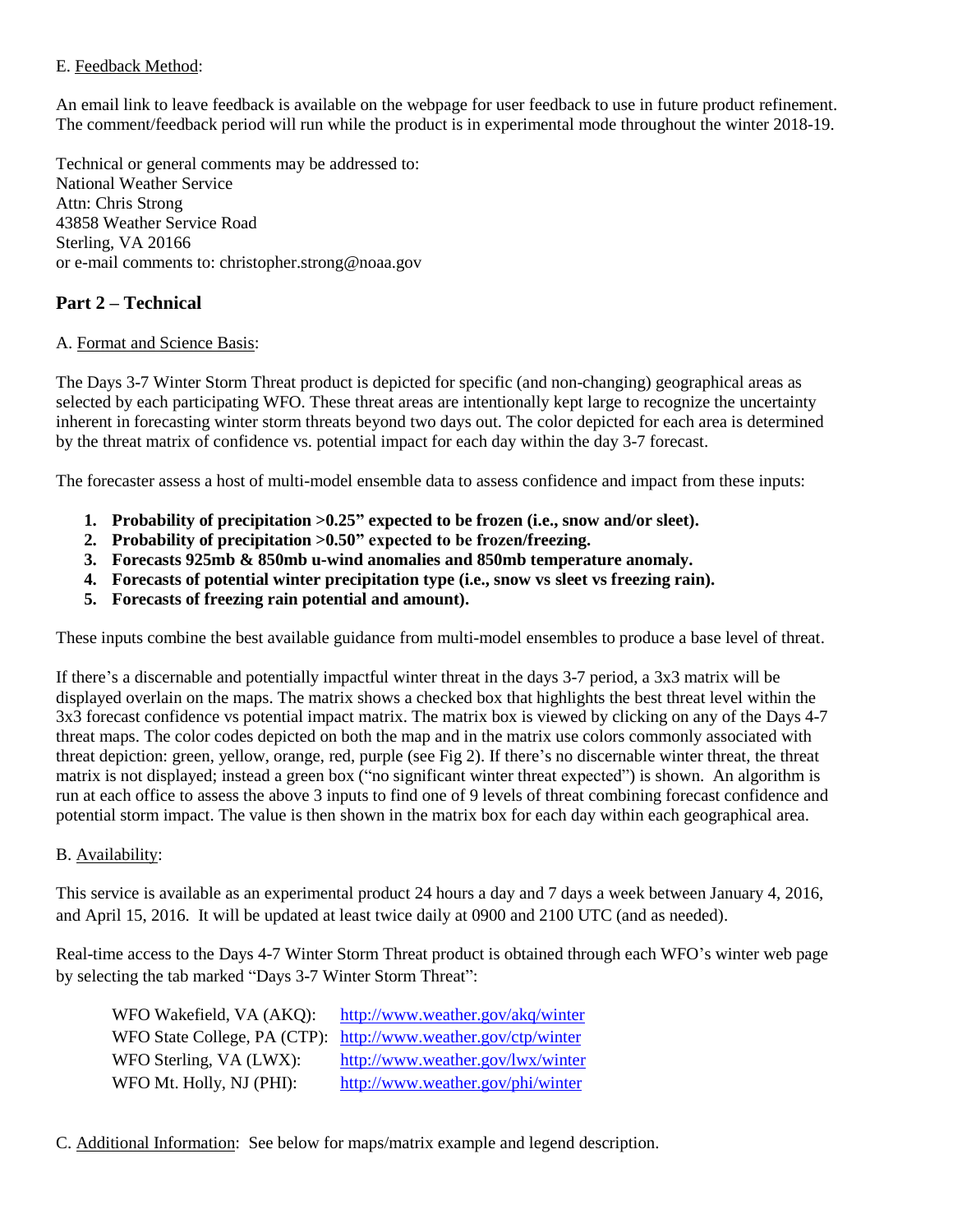E. Feedback Method:

An email link to leave feedback is available on the webpage for user feedback to use in future product refinement. The comment/feedback period will run while the product is in experimental mode throughout the winter 2018-19.

Technical or general comments may be addressed to:
National Weather Service
Attn: Chris Strong
43858 Weather Service Road
Sterling, VA 20166
or e-mail comments to: christopher.strong@noaa.gov

## Part 2 – Technical

A. Format and Science Basis:

The Days 3-7 Winter Storm Threat product is depicted for specific (and non-changing) geographical areas as selected by each participating WFO. These threat areas are intentionally kept large to recognize the uncertainty inherent in forecasting winter storm threats beyond two days out. The color depicted for each area is determined by the threat matrix of confidence vs. potential impact for each day within the day 3-7 forecast.

The forecaster assess a host of multi-model ensemble data to assess confidence and impact from these inputs:

1. **Probability of precipitation >0.25" expected to be frozen (i.e., snow and/or sleet).**
2. **Probability of precipitation >0.50" expected to be frozen/freezing.**
3. **Forecasts 925mb & 850mb u-wind anomalies and 850mb temperature anomaly.**
4. **Forecasts of potential winter precipitation type (i.e., snow vs sleet vs freezing rain).**
5. **Forecasts of freezing rain potential and amount).**

These inputs combine the best available guidance from multi-model ensembles to produce a base level of threat.

If there's a discernable and potentially impactful winter threat in the days 3-7 period, a 3x3 matrix will be displayed overlain on the maps. The matrix shows a checked box that highlights the best threat level within the 3x3 forecast confidence vs potential impact matrix. The matrix box is viewed by clicking on any of the Days 4-7 threat maps. The color codes depicted on both the map and in the matrix use colors commonly associated with threat depiction: green, yellow, orange, red, purple (see Fig 2). If there's no discernable winter threat, the threat matrix is not displayed; instead a green box ("no significant winter threat expected") is shown. An algorithm is run at each office to assess the above 3 inputs to find one of 9 levels of threat combining forecast confidence and potential storm impact. The value is then shown in the matrix box for each day within each geographical area.

B. Availability:

This service is available as an experimental product 24 hours a day and 7 days a week between January 4, 2016, and April 15, 2016. It will be updated at least twice daily at 0900 and 2100 UTC (and as needed).

Real-time access to the Days 4-7 Winter Storm Threat product is obtained through each WFO's winter web page by selecting the tab marked "Days 3-7 Winter Storm Threat":

| | |
|---|---|
| WFO Wakefield, VA (AKQ): | http://www.weather.gov/akq/winter |
| WFO State College, PA (CTP): | http://www.weather.gov/ctp/winter |
| WFO Sterling, VA (LWX): | http://www.weather.gov/lwx/winter |
| WFO Mt. Holly, NJ (PHI): | http://www.weather.gov/phi/winter |

C. Additional Information: See below for maps/matrix example and legend description.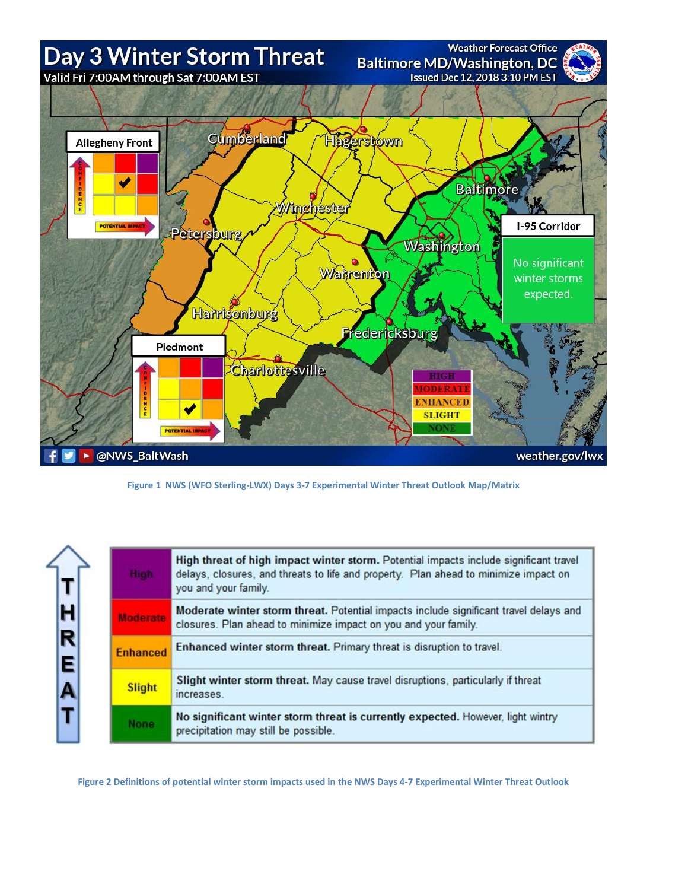Day 3 Winter Storm Threat

Valid Fri 7:00AM through Sat 7:00AM EST

Weather Forecast Office

Baltimore MD/Washington, DC

Issued Dec 12, 2018 3:10 PM EST

Allegheny Front

Piedmont

I-95 Corridor

No significant winter storms expected.

Cumberland

Hagerstown

Baltimore

Winchester

Petersburg

Washington

Warrenton

Harrisonburg

Fredericksburg

Charlottesville

CONFIDENCE

POTENTIAL IMPACT

HIGH

MODERATE

ENHANCED

SLIGHT

NONE

@NWS_BaltWash

weather.gov/lwx

**Figure 1** NWS (WFO Sterling-LWX) Days 3-7 Experimental Winter Threat Outlook Map/Matrix

THREAT

| | |
|---|---|
| High | **High threat of high impact winter storm.** Potential impacts include significant travel delays, closures, and threats to life and property. Plan ahead to minimize impact on you and your family. |
| Moderate | **Moderate winter storm threat.** Potential impacts include significant travel delays and closures. Plan ahead to minimize impact on you and your family. |
| Enhanced | **Enhanced winter storm threat.** Primary threat is disruption to travel. |
| Slight | **Slight winter storm threat.** May cause travel disruptions, particularly if threat increases. |
| None | **No significant winter storm threat is currently expected.** However, light wintry precipitation may still be possible. |

**Figure 2** Definitions of potential winter storm impacts used in the NWS Days 4-7 Experimental Winter Threat Outlook